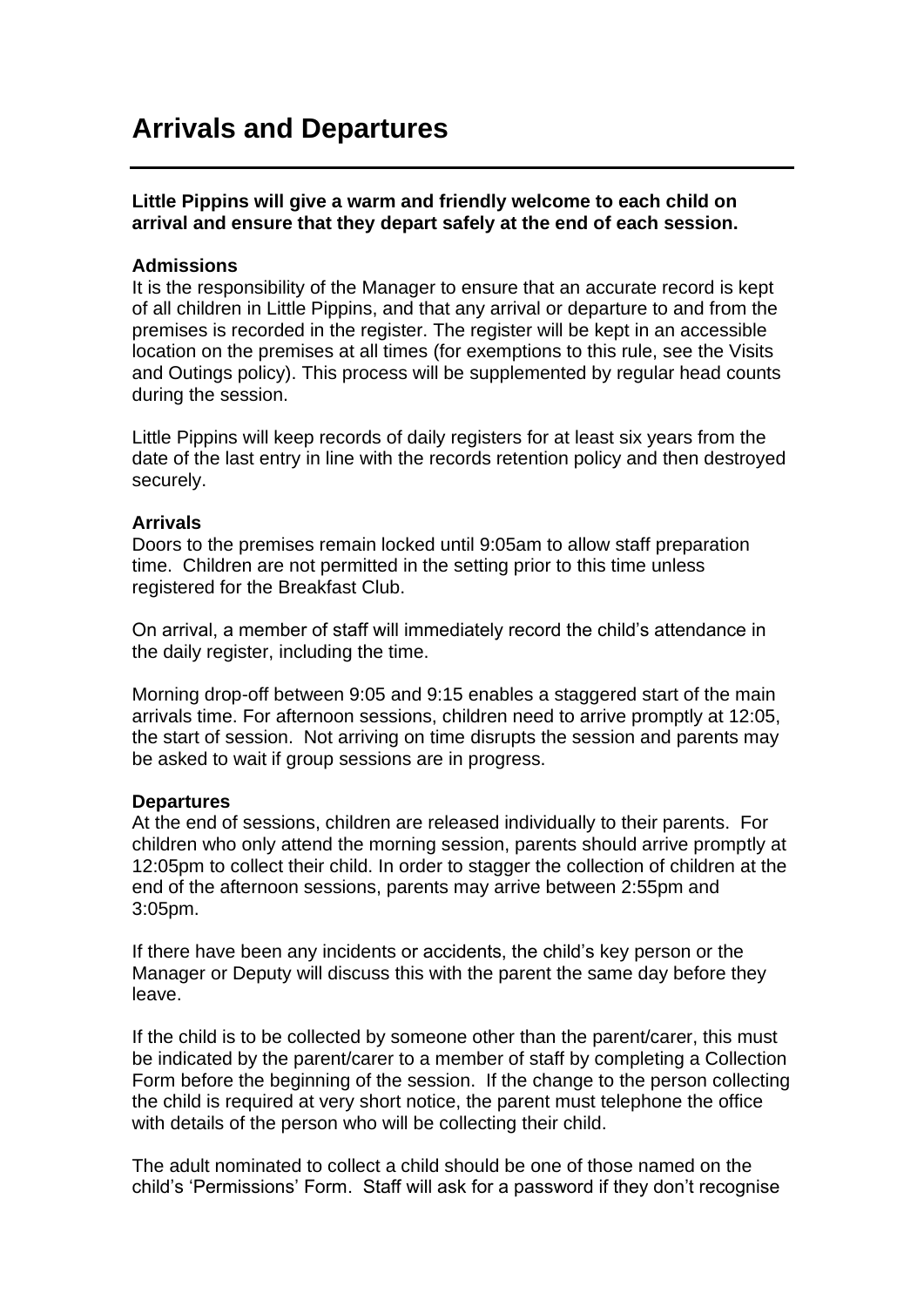# Arrivals and Departures

**Little Pippins will give a warm and friendly welcome to each child on arrival and ensure that they depart safely at the end of each session.**

**Admissions**

It is the responsibility of the Manager to ensure that an accurate record is kept of all children in Little Pippins, and that any arrival or departure to and from the premises is recorded in the register. The register will be kept in an accessible location on the premises at all times (for exemptions to this rule, see the Visits and Outings policy). This process will be supplemented by regular head counts during the session.

Little Pippins will keep records of daily registers for at least six years from the date of the last entry in line with the records retention policy and then destroyed securely.

**Arrivals**

Doors to the premises remain locked until 9:05am to allow staff preparation time. Children are not permitted in the setting prior to this time unless registered for the Breakfast Club.

On arrival, a member of staff will immediately record the child's attendance in the daily register, including the time.

Morning drop-off between 9:05 and 9:15 enables a staggered start of the main arrivals time. For afternoon sessions, children need to arrive promptly at 12:05, the start of session. Not arriving on time disrupts the session and parents may be asked to wait if group sessions are in progress.

**Departures**

At the end of sessions, children are released individually to their parents. For children who only attend the morning session, parents should arrive promptly at 12:05pm to collect their child. In order to stagger the collection of children at the end of the afternoon sessions, parents may arrive between 2:55pm and 3:05pm.

If there have been any incidents or accidents, the child's key person or the Manager or Deputy will discuss this with the parent the same day before they leave.

If the child is to be collected by someone other than the parent/carer, this must be indicated by the parent/carer to a member of staff by completing a Collection Form before the beginning of the session. If the change to the person collecting the child is required at very short notice, the parent must telephone the office with details of the person who will be collecting their child.

The adult nominated to collect a child should be one of those named on the child's 'Permissions' Form. Staff will ask for a password if they don't recognise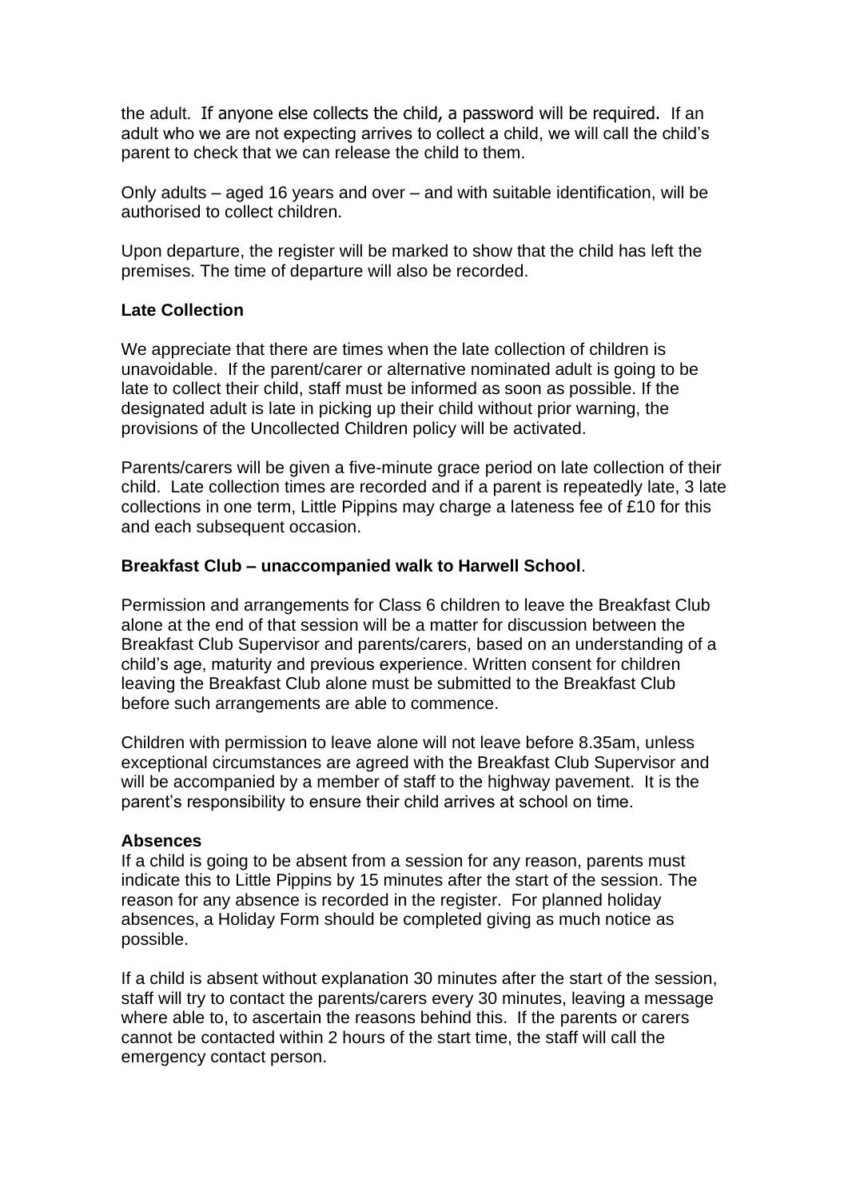the adult. If anyone else collects the child, a password will be required. If an adult who we are not expecting arrives to collect a child, we will call the child's parent to check that we can release the child to them.

Only adults – aged 16 years and over – and with suitable identification, will be authorised to collect children.

Upon departure, the register will be marked to show that the child has left the premises. The time of departure will also be recorded.

**Late Collection**

We appreciate that there are times when the late collection of children is unavoidable. If the parent/carer or alternative nominated adult is going to be late to collect their child, staff must be informed as soon as possible. If the designated adult is late in picking up their child without prior warning, the provisions of the Uncollected Children policy will be activated.

Parents/carers will be given a five-minute grace period on late collection of their child. Late collection times are recorded and if a parent is repeatedly late, 3 late collections in one term, Little Pippins may charge a lateness fee of £10 for this and each subsequent occasion.

**Breakfast Club – unaccompanied walk to Harwell School**.

Permission and arrangements for Class 6 children to leave the Breakfast Club alone at the end of that session will be a matter for discussion between the Breakfast Club Supervisor and parents/carers, based on an understanding of a child's age, maturity and previous experience. Written consent for children leaving the Breakfast Club alone must be submitted to the Breakfast Club before such arrangements are able to commence.

Children with permission to leave alone will not leave before 8.35am, unless exceptional circumstances are agreed with the Breakfast Club Supervisor and will be accompanied by a member of staff to the highway pavement. It is the parent's responsibility to ensure their child arrives at school on time.

**Absences**

If a child is going to be absent from a session for any reason, parents must indicate this to Little Pippins by 15 minutes after the start of the session. The reason for any absence is recorded in the register. For planned holiday absences, a Holiday Form should be completed giving as much notice as possible.

If a child is absent without explanation 30 minutes after the start of the session, staff will try to contact the parents/carers every 30 minutes, leaving a message where able to, to ascertain the reasons behind this. If the parents or carers cannot be contacted within 2 hours of the start time, the staff will call the emergency contact person.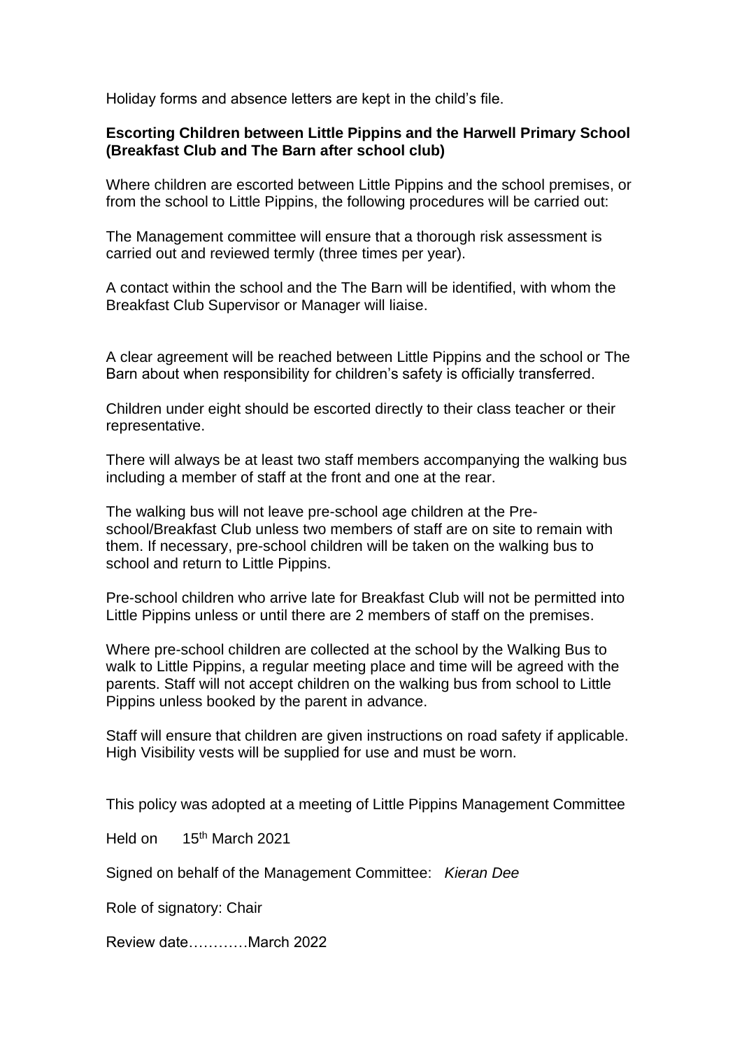Holiday forms and absence letters are kept in the child's file.

**Escorting Children between Little Pippins and the Harwell Primary School (Breakfast Club and The Barn after school club)**

Where children are escorted between Little Pippins and the school premises, or from the school to Little Pippins, the following procedures will be carried out:

The Management committee will ensure that a thorough risk assessment is carried out and reviewed termly (three times per year).

A contact within the school and the The Barn will be identified, with whom the Breakfast Club Supervisor or Manager will liaise.

A clear agreement will be reached between Little Pippins and the school or The Barn about when responsibility for children's safety is officially transferred.

Children under eight should be escorted directly to their class teacher or their representative.

There will always be at least two staff members accompanying the walking bus including a member of staff at the front and one at the rear.

The walking bus will not leave pre-school age children at the Pre-school/Breakfast Club unless two members of staff are on site to remain with them. If necessary, pre-school children will be taken on the walking bus to school and return to Little Pippins.

Pre-school children who arrive late for Breakfast Club will not be permitted into Little Pippins unless or until there are 2 members of staff on the premises.

Where pre-school children are collected at the school by the Walking Bus to walk to Little Pippins, a regular meeting place and time will be agreed with the parents. Staff will not accept children on the walking bus from school to Little Pippins unless booked by the parent in advance.

Staff will ensure that children are given instructions on road safety if applicable. High Visibility vests will be supplied for use and must be worn.

This policy was adopted at a meeting of Little Pippins Management Committee

Held on 15th March 2021

Signed on behalf of the Management Committee: *Kieran Dee*

Role of signatory: Chair

Review date…………March 2022